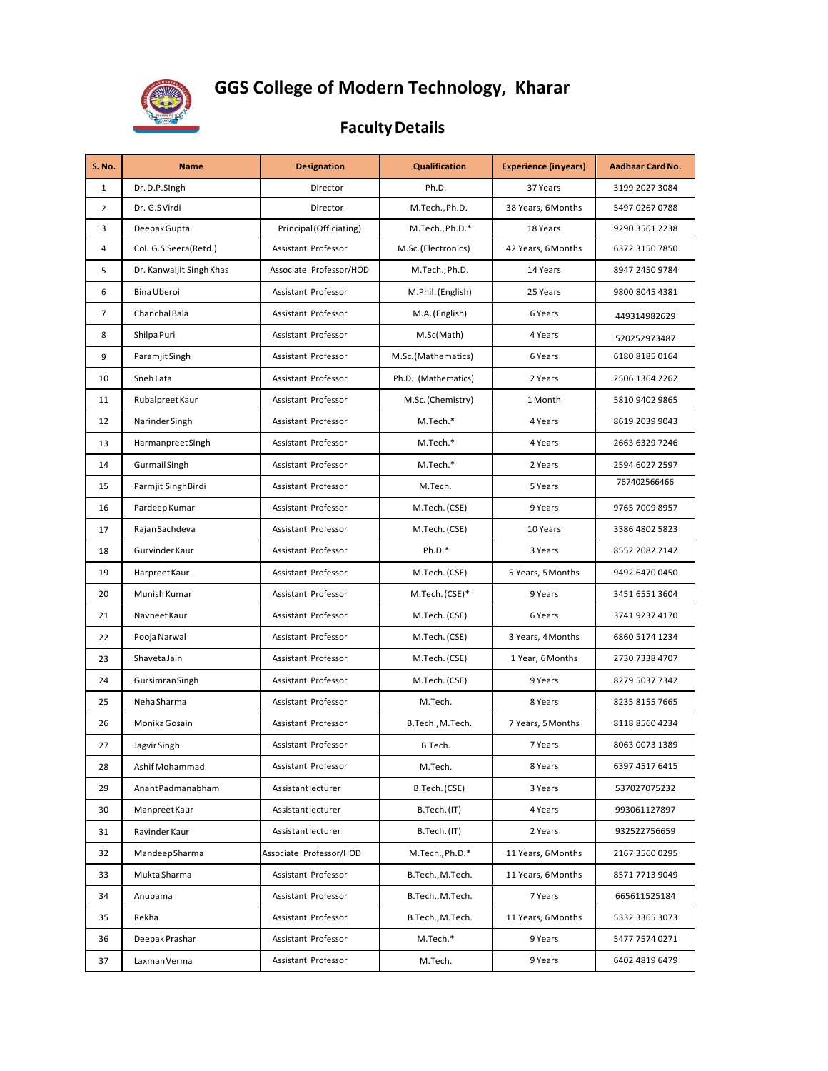# GGS College of Modern Technology, Kharar

## Faculty Details

| S. No. | Name | Designation | Qualification | Experience (in years) | Aadhaar Card No. |
|---|---|---|---|---|---|
| 1 | Dr. D.P.SIngh | Director | Ph.D. | 37 Years | 3199 2027 3084 |
| 2 | Dr. G.S Virdi | Director | M.Tech., Ph.D. | 38 Years, 6 Months | 5497 0267 0788 |
| 3 | Deepak Gupta | Principal (Officiating) | M.Tech., Ph.D.* | 18 Years | 9290 3561 2238 |
| 4 | Col. G.S Seera(Retd.) | Assistant Professor | M.Sc.(Electronics) | 42 Years, 6 Months | 6372 3150 7850 |
| 5 | Dr. Kanwaljit Singh Khas | Associate Professor/HOD | M.Tech., Ph.D. | 14 Years | 8947 2450 9784 |
| 6 | Bina Uberoi | Assistant Professor | M.Phil. (English) | 25 Years | 9800 8045 4381 |
| 7 | Chanchal Bala | Assistant Professor | M.A. (English) | 6 Years | 449314982629 |
| 8 | Shilpa Puri | Assistant Professor | M.Sc(Math) | 4 Years | 520252973487 |
| 9 | Paramjit Singh | Assistant Professor | M.Sc. (Mathematics) | 6 Years | 6180 8185 0164 |
| 10 | Sneh Lata | Assistant Professor | Ph.D. (Mathematics) | 2 Years | 2506 1364 2262 |
| 11 | Rubalpreet Kaur | Assistant Professor | M.Sc. (Chemistry) | 1 Month | 5810 9402 9865 |
| 12 | Narinder Singh | Assistant Professor | M.Tech.* | 4 Years | 8619 2039 9043 |
| 13 | Harmanpreet Singh | Assistant Professor | M.Tech.* | 4 Years | 2663 6329 7246 |
| 14 | Gurmail Singh | Assistant Professor | M.Tech.* | 2 Years | 2594 6027 2597 |
| 15 | Parmjit Singh Birdi | Assistant Professor | M.Tech. | 5 Years | 767402566466 |
| 16 | Pardeep Kumar | Assistant Professor | M.Tech. (CSE) | 9 Years | 9765 7009 8957 |
| 17 | Rajan Sachdeva | Assistant Professor | M.Tech. (CSE) | 10 Years | 3386 4802 5823 |
| 18 | Gurvinder Kaur | Assistant Professor | Ph.D.* | 3 Years | 8552 2082 2142 |
| 19 | Harpreet Kaur | Assistant Professor | M.Tech. (CSE) | 5 Years, 5 Months | 9492 6470 0450 |
| 20 | Munish Kumar | Assistant Professor | M.Tech. (CSE)* | 9 Years | 3451 6551 3604 |
| 21 | Navneet Kaur | Assistant Professor | M.Tech. (CSE) | 6 Years | 3741 9237 4170 |
| 22 | Pooja Narwal | Assistant Professor | M.Tech. (CSE) | 3 Years, 4 Months | 6860 5174 1234 |
| 23 | Shaveta Jain | Assistant Professor | M.Tech. (CSE) | 1 Year, 6 Months | 2730 7338 4707 |
| 24 | Gursimran Singh | Assistant Professor | M.Tech. (CSE) | 9 Years | 8279 5037 7342 |
| 25 | Neha Sharma | Assistant Professor | M.Tech. | 8 Years | 8235 8155 7665 |
| 26 | Monika Gosain | Assistant Professor | B.Tech., M.Tech. | 7 Years, 5 Months | 8118 8560 4234 |
| 27 | Jagvir Singh | Assistant Professor | B.Tech. | 7 Years | 8063 0073 1389 |
| 28 | Ashif Mohammad | Assistant Professor | M.Tech. | 8 Years | 6397 4517 6415 |
| 29 | Anant Padmanabham | Assistant lecturer | B.Tech. (CSE) | 3 Years | 537027075232 |
| 30 | Manpreet Kaur | Assistant lecturer | B.Tech. (IT) | 4 Years | 993061127897 |
| 31 | Ravinder Kaur | Assistant lecturer | B.Tech. (IT) | 2 Years | 932522756659 |
| 32 | Mandeep Sharma | Associate Professor/HOD | M.Tech., Ph.D.* | 11 Years, 6 Months | 2167 3560 0295 |
| 33 | Mukta Sharma | Assistant Professor | B.Tech., M.Tech. | 11 Years, 6 Months | 8571 7713 9049 |
| 34 | Anupama | Assistant Professor | B.Tech., M.Tech. | 7 Years | 665611525184 |
| 35 | Rekha | Assistant Professor | B.Tech., M.Tech. | 11 Years, 6 Months | 5332 3365 3073 |
| 36 | Deepak Prashar | Assistant Professor | M.Tech.* | 9 Years | 5477 7574 0271 |
| 37 | Laxman Verma | Assistant Professor | M.Tech. | 9 Years | 6402 4819 6479 |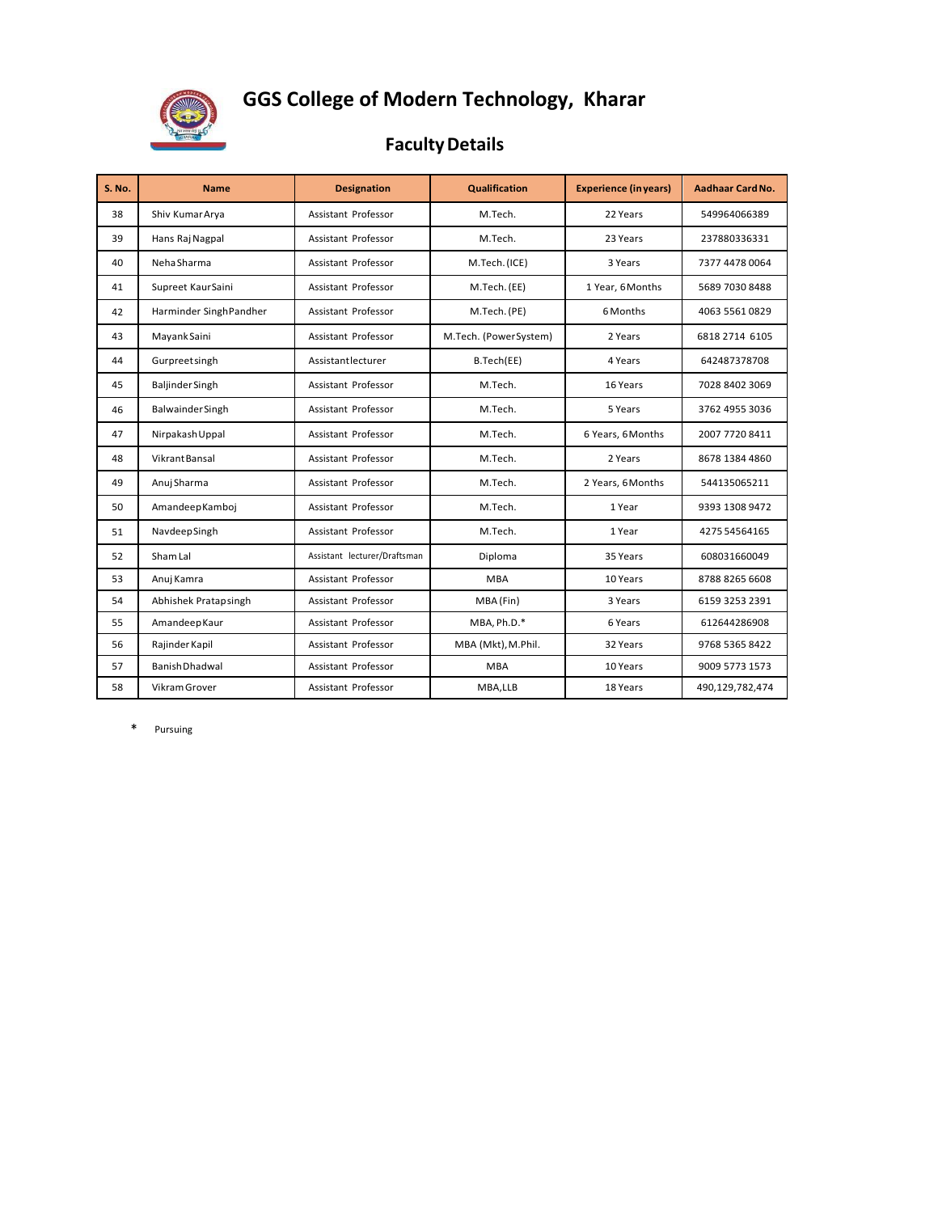# GGS College of Modern Technology, Kharar

## Faculty Details

| S. No. | Name | Designation | Qualification | Experience (in years) | Aadhaar Card No. |
|---|---|---|---|---|---|
| 38 | Shiv Kumar Arya | Assistant Professor | M.Tech. | 22 Years | 549964066389 |
| 39 | Hans Raj Nagpal | Assistant Professor | M.Tech. | 23 Years | 237880336331 |
| 40 | Neha Sharma | Assistant Professor | M.Tech. (ICE) | 3 Years | 7377 4478 0064 |
| 41 | Supreet Kaur Saini | Assistant Professor | M.Tech. (EE) | 1 Year, 6 Months | 5689 7030 8488 |
| 42 | Harminder Singh Pandher | Assistant Professor | M.Tech. (PE) | 6 Months | 4063 5561 0829 |
| 43 | Mayank Saini | Assistant Professor | M.Tech. (Power System) | 2 Years | 6818 2714 6105 |
| 44 | Gurpreet singh | Assistant lecturer | B.Tech(EE) | 4 Years | 642487378708 |
| 45 | Baljinder Singh | Assistant Professor | M.Tech. | 16 Years | 7028 8402 3069 |
| 46 | Balwainder Singh | Assistant Professor | M.Tech. | 5 Years | 3762 4955 3036 |
| 47 | Nirpakash Uppal | Assistant Professor | M.Tech. | 6 Years, 6 Months | 2007 7720 8411 |
| 48 | Vikrant Bansal | Assistant Professor | M.Tech. | 2 Years | 8678 1384 4860 |
| 49 | Anuj Sharma | Assistant Professor | M.Tech. | 2 Years, 6 Months | 544135065211 |
| 50 | Amandeep Kamboj | Assistant Professor | M.Tech. | 1 Year | 9393 1308 9472 |
| 51 | Navdeep Singh | Assistant Professor | M.Tech. | 1 Year | 4275 54564165 |
| 52 | Sham Lal | Assistant lecturer/Draftsman | Diploma | 35 Years | 608031660049 |
| 53 | Anuj Kamra | Assistant Professor | MBA | 10 Years | 8788 8265 6608 |
| 54 | Abhishek Pratap singh | Assistant Professor | MBA (Fin) | 3 Years | 6159 3253 2391 |
| 55 | Amandeep Kaur | Assistant Professor | MBA, Ph.D.* | 6 Years | 612644286908 |
| 56 | Rajinder Kapil | Assistant Professor | MBA (Mkt), M.Phil. | 32 Years | 9768 5365 8422 |
| 57 | Banish Dhadwal | Assistant Professor | MBA | 10 Years | 9009 5773 1573 |
| 58 | Vikram Grover | Assistant Professor | MBA,LLB | 18 Years | 490,129,782,474 |

\* Pursuing